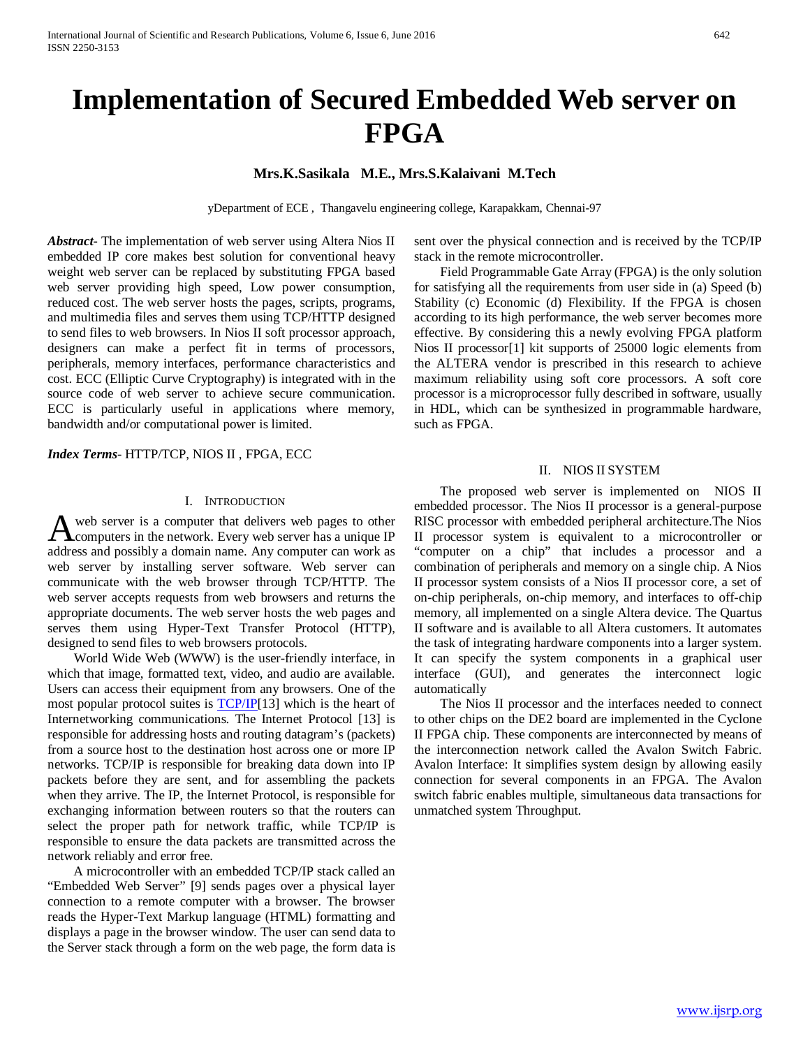# Implementation of Secured Embedded Web server on FPGA

**Mrs.K.Sasikala M.E., Mrs.S.Kalaivani M.Tech**

yDepartment of ECE , Thangavelu engineering college, Karapakkam, Chennai-97

***Abstract-*** The implementation of web server using Altera Nios II embedded IP core makes best solution for conventional heavy weight web server can be replaced by substituting FPGA based web server providing high speed, Low power consumption, reduced cost. The web server hosts the pages, scripts, programs, and multimedia files and serves them using TCP/HTTP designed to send files to web browsers. In Nios II soft processor approach, designers can make a perfect fit in terms of processors, peripherals, memory interfaces, performance characteristics and cost. ECC (Elliptic Curve Cryptography) is integrated with in the source code of web server to achieve secure communication. ECC is particularly useful in applications where memory, bandwidth and/or computational power is limited.

***Index Terms*-** HTTP/TCP, NIOS II , FPGA, ECC

## I. Introduction

A web server is a computer that delivers web pages to other computers in the network. Every web server has a unique IP address and possibly a domain name. Any computer can work as web server by installing server software. Web server can communicate with the web browser through TCP/HTTP. The web server accepts requests from web browsers and returns the appropriate documents. The web server hosts the web pages and serves them using Hyper-Text Transfer Protocol (HTTP), designed to send files to web browsers protocols.

World Wide Web (WWW) is the user-friendly interface, in which that image, formatted text, video, and audio are available. Users can access their equipment from any browsers. One of the most popular protocol suites is TCP/IP[13] which is the heart of Internetworking communications. The Internet Protocol [13] is responsible for addressing hosts and routing datagram's (packets) from a source host to the destination host across one or more IP networks. TCP/IP is responsible for breaking data down into IP packets before they are sent, and for assembling the packets when they arrive. The IP, the Internet Protocol, is responsible for exchanging information between routers so that the routers can select the proper path for network traffic, while TCP/IP is responsible to ensure the data packets are transmitted across the network reliably and error free.

A microcontroller with an embedded TCP/IP stack called an "Embedded Web Server" [9] sends pages over a physical layer connection to a remote computer with a browser. The browser reads the Hyper-Text Markup language (HTML) formatting and displays a page in the browser window. The user can send data to the Server stack through a form on the web page, the form data is sent over the physical connection and is received by the TCP/IP stack in the remote microcontroller.

Field Programmable Gate Array (FPGA) is the only solution for satisfying all the requirements from user side in (a) Speed (b) Stability (c) Economic (d) Flexibility. If the FPGA is chosen according to its high performance, the web server becomes more effective. By considering this a newly evolving FPGA platform Nios II processor[1] kit supports of 25000 logic elements from the ALTERA vendor is prescribed in this research to achieve maximum reliability using soft core processors. A soft core processor is a microprocessor fully described in software, usually in HDL, which can be synthesized in programmable hardware, such as FPGA.

## II. NIOS II SYSTEM

The proposed web server is implemented on NIOS II embedded processor. The Nios II processor is a general-purpose RISC processor with embedded peripheral architecture.The Nios II processor system is equivalent to a microcontroller or "computer on a chip" that includes a processor and a combination of peripherals and memory on a single chip. A Nios II processor system consists of a Nios II processor core, a set of on-chip peripherals, on-chip memory, and interfaces to off-chip memory, all implemented on a single Altera device. The Quartus II software and is available to all Altera customers. It automates the task of integrating hardware components into a larger system. It can specify the system components in a graphical user interface (GUI), and generates the interconnect logic automatically

The Nios II processor and the interfaces needed to connect to other chips on the DE2 board are implemented in the Cyclone II FPGA chip. These components are interconnected by means of the interconnection network called the Avalon Switch Fabric. Avalon Interface: It simplifies system design by allowing easily connection for several components in an FPGA. The Avalon switch fabric enables multiple, simultaneous data transactions for unmatched system Throughput.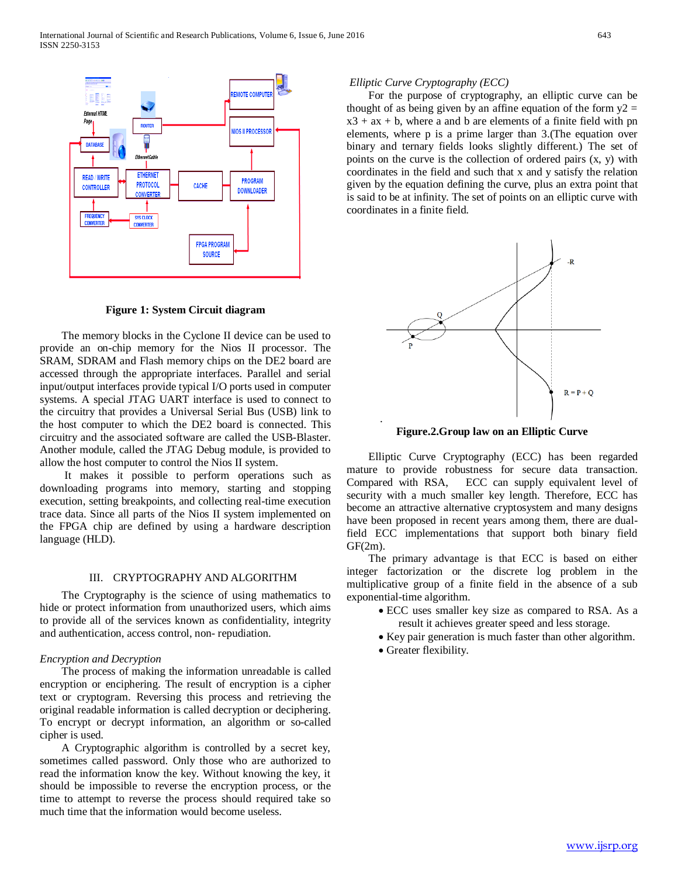**Figure 1: System Circuit diagram**

The memory blocks in the Cyclone II device can be used to provide an on-chip memory for the Nios II processor. The SRAM, SDRAM and Flash memory chips on the DE2 board are accessed through the appropriate interfaces. Parallel and serial input/output interfaces provide typical I/O ports used in computer systems. A special JTAG UART interface is used to connect to the circuitry that provides a Universal Serial Bus (USB) link to the host computer to which the DE2 board is connected. This circuitry and the associated software are called the USB-Blaster. Another module, called the JTAG Debug module, is provided to allow the host computer to control the Nios II system.

It makes it possible to perform operations such as downloading programs into memory, starting and stopping execution, setting breakpoints, and collecting real-time execution trace data. Since all parts of the Nios II system implemented on the FPGA chip are defined by using a hardware description language (HLD).

## III. CRYPTOGRAPHY AND ALGORITHM

The Cryptography is the science of using mathematics to hide or protect information from unauthorized users, which aims to provide all of the services known as confidentiality, integrity and authentication, access control, non- repudiation.

*Encryption and Decryption*

The process of making the information unreadable is called encryption or enciphering. The result of encryption is a cipher text or cryptogram. Reversing this process and retrieving the original readable information is called decryption or deciphering. To encrypt or decrypt information, an algorithm or so-called cipher is used.

A Cryptographic algorithm is controlled by a secret key, sometimes called password. Only those who are authorized to read the information know the key. Without knowing the key, it should be impossible to reverse the encryption process, or the time to attempt to reverse the process should required take so much time that the information would become useless.

*Elliptic Curve Cryptography (ECC)*

For the purpose of cryptography, an elliptic curve can be thought of as being given by an affine equation of the form y2 = x3 + ax + b, where a and b are elements of a finite field with pn elements, where p is a prime larger than 3.(The equation over binary and ternary fields looks slightly different.) The set of points on the curve is the collection of ordered pairs (x, y) with coordinates in the field and such that x and y satisfy the relation given by the equation defining the curve, plus an extra point that is said to be at infinity. The set of points on an elliptic curve with coordinates in a finite field.

**Figure.2.Group law on an Elliptic Curve**

Elliptic Curve Cryptography (ECC) has been regarded mature to provide robustness for secure data transaction. Compared with RSA, ECC can supply equivalent level of security with a much smaller key length. Therefore, ECC has become an attractive alternative cryptosystem and many designs have been proposed in recent years among them, there are dual-field ECC implementations that support both binary field GF(2m).

The primary advantage is that ECC is based on either integer factorization or the discrete log problem in the multiplicative group of a finite field in the absence of a sub exponential-time algorithm.

- ECC uses smaller key size as compared to RSA. As a result it achieves greater speed and less storage.
- Key pair generation is much faster than other algorithm.
- Greater flexibility.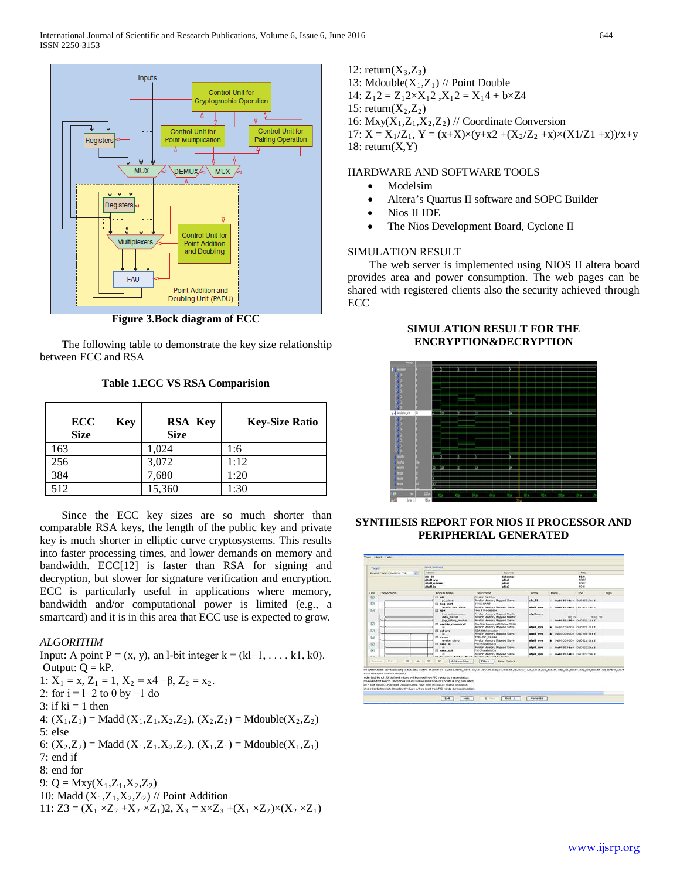Figure 3.Bock diagram of ECC

The following table to demonstrate the key size relationship between ECC and RSA

**Table 1.ECC VS RSA Comparision**

| ECC Key Size | RSA Key Size | Key-Size Ratio |
|---|---|---|
| 163 | 1,024 | 1:6 |
| 256 | 3,072 | 1:12 |
| 384 | 7,680 | 1:20 |
| 512 | 15,360 | 1:30 |

Since the ECC key sizes are so much shorter than comparable RSA keys, the length of the public key and private key is much shorter in elliptic curve cryptosystems. This results into faster processing times, and lower demands on memory and bandwidth. ECC[12] is faster than RSA for signing and decryption, but slower for signature verification and encryption. ECC is particularly useful in applications where memory, bandwidth and/or computational power is limited (e.g., a smartcard) and it is in this area that ECC use is expected to grow.

*ALGORITHM*

Input: A point P = (x, y), an l-bit integer k = (kl−1, . . . , k1, k0).
Output: Q = kP.

1: $X_1 = x$, $Z_1 = 1$, $X_2 = x4 + \beta$, $Z_2 = x_2$.
2: for i = l−2 to 0 by −1 do
3: if ki = 1 then
4: $(X_1,Z_1)$ = Madd $(X_1,Z_1,X_2,Z_2)$, $(X_2,Z_2)$ = Mdouble$(X_2,Z_2)$
5: else
6: $(X_2,Z_2)$ = Madd $(X_1,Z_1,X_2,Z_2)$, $(X_1,Z_1)$ = Mdouble$(X_1,Z_1)$
7: end if
8: end for
9: Q = Mxy$(X_1,Z_1,X_2,Z_2)$
10: Madd $(X_1,Z_1,X_2,Z_2)$ // Point Addition
11: $Z3 = (X_1 \times Z_2 + X_2 \times Z_1)2$, $X_3 = x \times Z_3 + (X_1 \times Z_2)\times(X_2 \times Z_1)$
12: return$(X_3,Z_3)$
13: Mdouble$(X_1,Z_1)$ // Point Double
14: $Z_12 = Z_12 \times X_12$ ,$X_12 = X_14 + b \times Z4$
15: return$(X_2,Z_2)$
16: Mxy$(X_1,Z_1,X_2,Z_2)$ // Coordinate Conversion
17: $X = X_1/Z_1$, $Y = (x+X)\times(y+x2 +(X_2/Z_2 +x)\times(X1/Z1 +x))/x+y$
18: return(X,Y)

HARDWARE AND SOFTWARE TOOLS

- Modelsim
- Altera's Quartus II software and SOPC Builder
- Nios II IDE
- The Nios Development Board, Cyclone II

SIMULATION RESULT

The web server is implemented using NIOS II altera board provides area and power consumption. The web pages can be shared with registered clients also the security achieved through ECC

**SIMULATION RESULT FOR THE ENCRYPTION&DECRYPTION**

**SYNTHESIS REPORT FOR NIOS II PROCESSOR AND PERIPHERIAL GENERATED**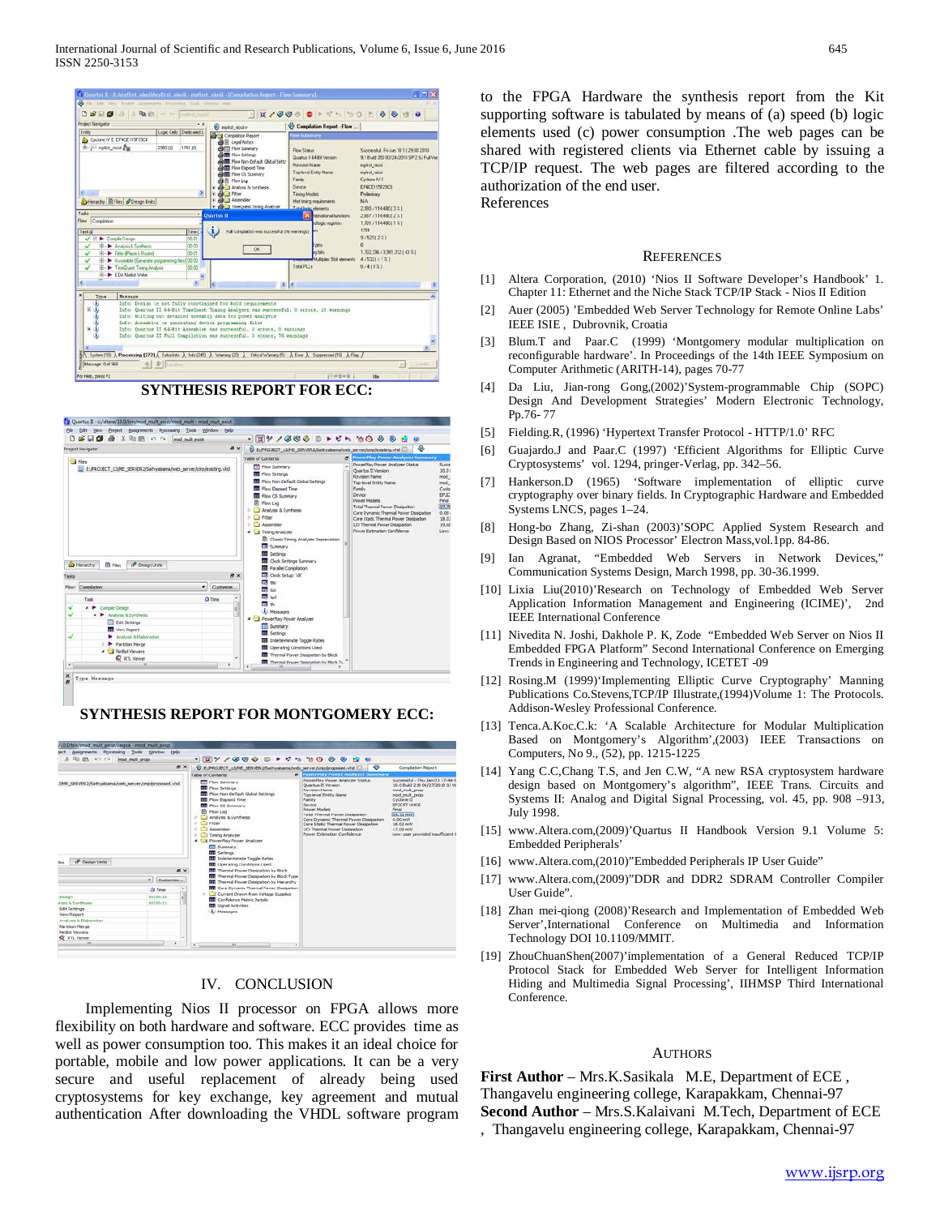SYNTHESIS REPORT FOR ECC:

SYNTHESIS REPORT FOR MONTGOMERY ECC:

## IV. CONCLUSION

Implementing Nios II processor on FPGA allows more flexibility on both hardware and software. ECC provides time as well as power consumption too. This makes it an ideal choice for portable, mobile and low power applications. It can be a very secure and useful replacement of already being used cryptosystems for key exchange, key agreement and mutual authentication After downloading the VHDL software program to the FPGA Hardware the synthesis report from the Kit supporting software is tabulated by means of (a) speed (b) logic elements used (c) power consumption .The web pages can be shared with registered clients via Ethernet cable by issuing a TCP/IP request. The web pages are filtered according to the authorization of the end user.

References

## REFERENCES

[1] Altera Corporation, (2010) 'Nios II Software Developer's Handbook' 1. Chapter 11: Ethernet and the Niche Stack TCP/IP Stack - Nios II Edition

[2] Auer (2005) 'Embedded Web Server Technology for Remote Online Labs' IEEE ISIE , Dubrovnik, Croatia

[3] Blum.T and Paar.C (1999) 'Montgomery modular multiplication on reconfigurable hardware'. In Proceedings of the 14th IEEE Symposium on Computer Arithmetic (ARITH-14), pages 70-77

[4] Da Liu, Jian-rong Gong,(2002)'System-programmable Chip (SOPC) Design And Development Strategies' Modern Electronic Technology, Pp.76- 77

[5] Fielding.R, (1996) 'Hypertext Transfer Protocol - HTTP/1.0' RFC

[6] Guajardo.J and Paar.C (1997) 'Efficient Algorithms for Elliptic Curve Cryptosystems' vol. 1294, pringer-Verlag, pp. 342–56.

[7] Hankerson.D (1965) 'Software implementation of elliptic curve cryptography over binary fields. In Cryptographic Hardware and Embedded Systems LNCS, pages 1–24.

[8] Hong-bo Zhang, Zi-shan (2003)'SOPC Applied System Research and Design Based on NIOS Processor' Electron Mass,vol.1pp. 84-86.

[9] Ian Agranat, "Embedded Web Servers in Network Devices," Communication Systems Design, March 1998, pp. 30-36.1999.

[10] Lixia Liu(2010)'Research on Technology of Embedded Web Server Application Information Management and Engineering (ICIME)', 2nd IEEE International Conference

[11] Nivedita N. Joshi, Dakhole P. K, Zode "Embedded Web Server on Nios II Embedded FPGA Platform" Second International Conference on Emerging Trends in Engineering and Technology, ICETET -09

[12] Rosing.M (1999)'Implementing Elliptic Curve Cryptography' Manning Publications Co.Stevens,TCP/IP Illustrate,(1994)Volume 1: The Protocols. Addison-Wesley Professional Conference.

[13] Tenca.A.Koc.C.k: 'A Scalable Architecture for Modular Multiplication Based on Montgomery's Algorithm',(2003) IEEE Transactions on Computers, No 9., (52), pp. 1215-1225

[14] Yang C.C,Chang T.S, and Jen C.W, "A new RSA cryptosystem hardware design based on Montgomery's algorithm", IEEE Trans. Circuits and Systems II: Analog and Digital Signal Processing, vol. 45, pp. 908 –913, July 1998.

[15] www.Altera.com,(2009)'Quartus II Handbook Version 9.1 Volume 5: Embedded Peripherals'

[16] www.Altera.com,(2010)"Embedded Peripherals IP User Guide"

[17] www.Altera.com,(2009)"DDR and DDR2 SDRAM Controller Compiler User Guide".

[18] Zhan mei-qiong (2008)'Research and Implementation of Embedded Web Server',International Conference on Multimedia and Information Technology DOI 10.1109/MMIT.

[19] ZhouChuanShen(2007)'implementation of a General Reduced TCP/IP Protocol Stack for Embedded Web Server for Intelligent Information Hiding and Multimedia Signal Processing', IIHMSP Third International Conference.

## AUTHORS

**First Author** – Mrs.K.Sasikala M.E, Department of ECE , Thangavelu engineering college, Karapakkam, Chennai-97

**Second Author** – Mrs.S.Kalaivani M.Tech, Department of ECE , Thangavelu engineering college, Karapakkam, Chennai-97